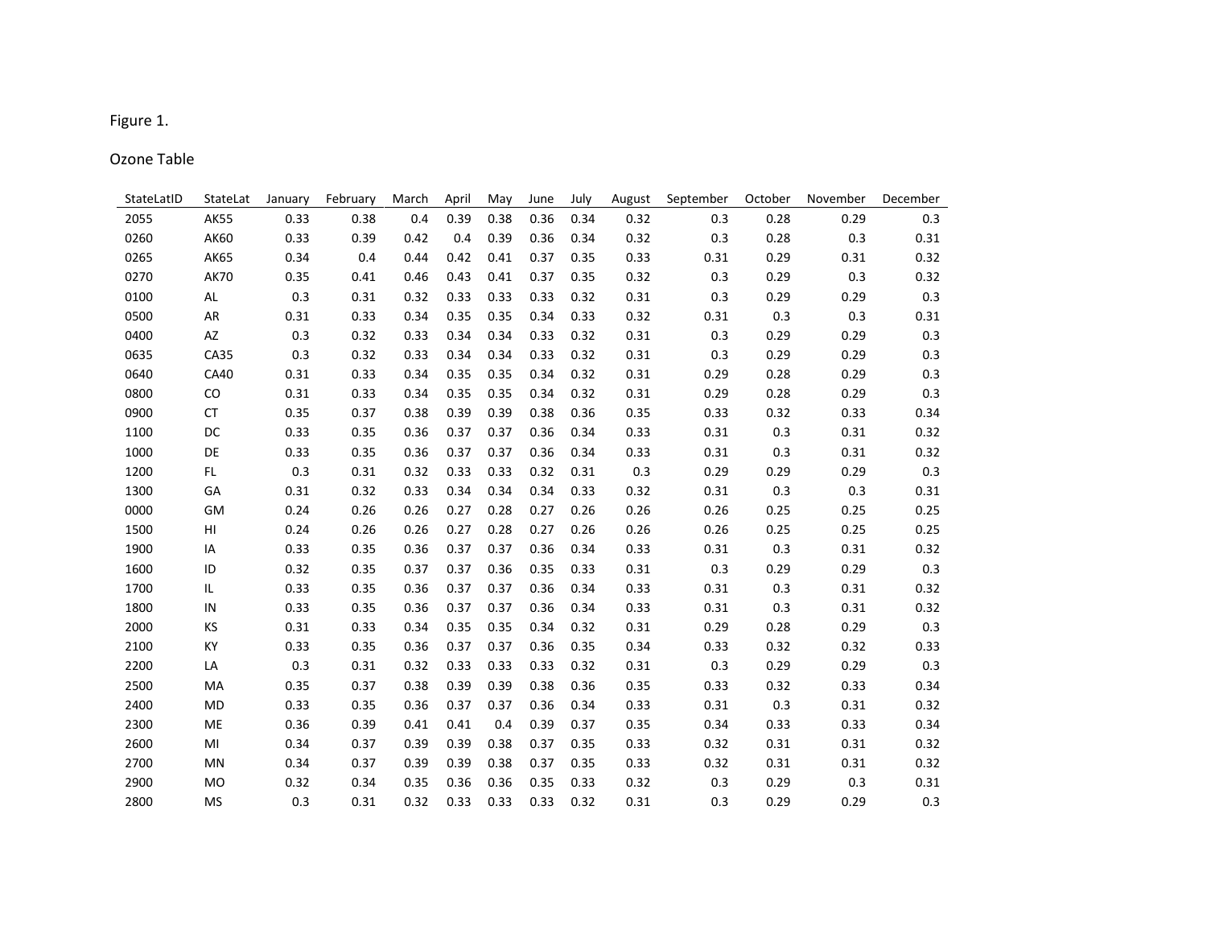Figure 1.

Ozone Table

| StateLatID | StateLat | January | February | March | April | May | June | July | August | September | October | November | December |
|---|---|---|---|---|---|---|---|---|---|---|---|---|---|
| 2055 | AK55 | 0.33 | 0.38 | 0.4 | 0.39 | 0.38 | 0.36 | 0.34 | 0.32 | 0.3 | 0.28 | 0.29 | 0.3 |
| 0260 | AK60 | 0.33 | 0.39 | 0.42 | 0.4 | 0.39 | 0.36 | 0.34 | 0.32 | 0.3 | 0.28 | 0.3 | 0.31 |
| 0265 | AK65 | 0.34 | 0.4 | 0.44 | 0.42 | 0.41 | 0.37 | 0.35 | 0.33 | 0.31 | 0.29 | 0.31 | 0.32 |
| 0270 | AK70 | 0.35 | 0.41 | 0.46 | 0.43 | 0.41 | 0.37 | 0.35 | 0.32 | 0.3 | 0.29 | 0.3 | 0.32 |
| 0100 | AL | 0.3 | 0.31 | 0.32 | 0.33 | 0.33 | 0.33 | 0.32 | 0.31 | 0.3 | 0.29 | 0.29 | 0.3 |
| 0500 | AR | 0.31 | 0.33 | 0.34 | 0.35 | 0.35 | 0.34 | 0.33 | 0.32 | 0.31 | 0.3 | 0.3 | 0.31 |
| 0400 | AZ | 0.3 | 0.32 | 0.33 | 0.34 | 0.34 | 0.33 | 0.32 | 0.31 | 0.3 | 0.29 | 0.29 | 0.3 |
| 0635 | CA35 | 0.3 | 0.32 | 0.33 | 0.34 | 0.34 | 0.33 | 0.32 | 0.31 | 0.3 | 0.29 | 0.29 | 0.3 |
| 0640 | CA40 | 0.31 | 0.33 | 0.34 | 0.35 | 0.35 | 0.34 | 0.32 | 0.31 | 0.29 | 0.28 | 0.29 | 0.3 |
| 0800 | CO | 0.31 | 0.33 | 0.34 | 0.35 | 0.35 | 0.34 | 0.32 | 0.31 | 0.29 | 0.28 | 0.29 | 0.3 |
| 0900 | CT | 0.35 | 0.37 | 0.38 | 0.39 | 0.39 | 0.38 | 0.36 | 0.35 | 0.33 | 0.32 | 0.33 | 0.34 |
| 1100 | DC | 0.33 | 0.35 | 0.36 | 0.37 | 0.37 | 0.36 | 0.34 | 0.33 | 0.31 | 0.3 | 0.31 | 0.32 |
| 1000 | DE | 0.33 | 0.35 | 0.36 | 0.37 | 0.37 | 0.36 | 0.34 | 0.33 | 0.31 | 0.3 | 0.31 | 0.32 |
| 1200 | FL | 0.3 | 0.31 | 0.32 | 0.33 | 0.33 | 0.32 | 0.31 | 0.3 | 0.29 | 0.29 | 0.29 | 0.3 |
| 1300 | GA | 0.31 | 0.32 | 0.33 | 0.34 | 0.34 | 0.34 | 0.33 | 0.32 | 0.31 | 0.3 | 0.3 | 0.31 |
| 0000 | GM | 0.24 | 0.26 | 0.26 | 0.27 | 0.28 | 0.27 | 0.26 | 0.26 | 0.26 | 0.25 | 0.25 | 0.25 |
| 1500 | HI | 0.24 | 0.26 | 0.26 | 0.27 | 0.28 | 0.27 | 0.26 | 0.26 | 0.26 | 0.25 | 0.25 | 0.25 |
| 1900 | IA | 0.33 | 0.35 | 0.36 | 0.37 | 0.37 | 0.36 | 0.34 | 0.33 | 0.31 | 0.3 | 0.31 | 0.32 |
| 1600 | ID | 0.32 | 0.35 | 0.37 | 0.37 | 0.36 | 0.35 | 0.33 | 0.31 | 0.3 | 0.29 | 0.29 | 0.3 |
| 1700 | IL | 0.33 | 0.35 | 0.36 | 0.37 | 0.37 | 0.36 | 0.34 | 0.33 | 0.31 | 0.3 | 0.31 | 0.32 |
| 1800 | IN | 0.33 | 0.35 | 0.36 | 0.37 | 0.37 | 0.36 | 0.34 | 0.33 | 0.31 | 0.3 | 0.31 | 0.32 |
| 2000 | KS | 0.31 | 0.33 | 0.34 | 0.35 | 0.35 | 0.34 | 0.32 | 0.31 | 0.29 | 0.28 | 0.29 | 0.3 |
| 2100 | KY | 0.33 | 0.35 | 0.36 | 0.37 | 0.37 | 0.36 | 0.35 | 0.34 | 0.33 | 0.32 | 0.32 | 0.33 |
| 2200 | LA | 0.3 | 0.31 | 0.32 | 0.33 | 0.33 | 0.33 | 0.32 | 0.31 | 0.3 | 0.29 | 0.29 | 0.3 |
| 2500 | MA | 0.35 | 0.37 | 0.38 | 0.39 | 0.39 | 0.38 | 0.36 | 0.35 | 0.33 | 0.32 | 0.33 | 0.34 |
| 2400 | MD | 0.33 | 0.35 | 0.36 | 0.37 | 0.37 | 0.36 | 0.34 | 0.33 | 0.31 | 0.3 | 0.31 | 0.32 |
| 2300 | ME | 0.36 | 0.39 | 0.41 | 0.41 | 0.4 | 0.39 | 0.37 | 0.35 | 0.34 | 0.33 | 0.33 | 0.34 |
| 2600 | MI | 0.34 | 0.37 | 0.39 | 0.39 | 0.38 | 0.37 | 0.35 | 0.33 | 0.32 | 0.31 | 0.31 | 0.32 |
| 2700 | MN | 0.34 | 0.37 | 0.39 | 0.39 | 0.38 | 0.37 | 0.35 | 0.33 | 0.32 | 0.31 | 0.31 | 0.32 |
| 2900 | MO | 0.32 | 0.34 | 0.35 | 0.36 | 0.36 | 0.35 | 0.33 | 0.32 | 0.3 | 0.29 | 0.3 | 0.31 |
| 2800 | MS | 0.3 | 0.31 | 0.32 | 0.33 | 0.33 | 0.33 | 0.32 | 0.31 | 0.3 | 0.29 | 0.29 | 0.3 |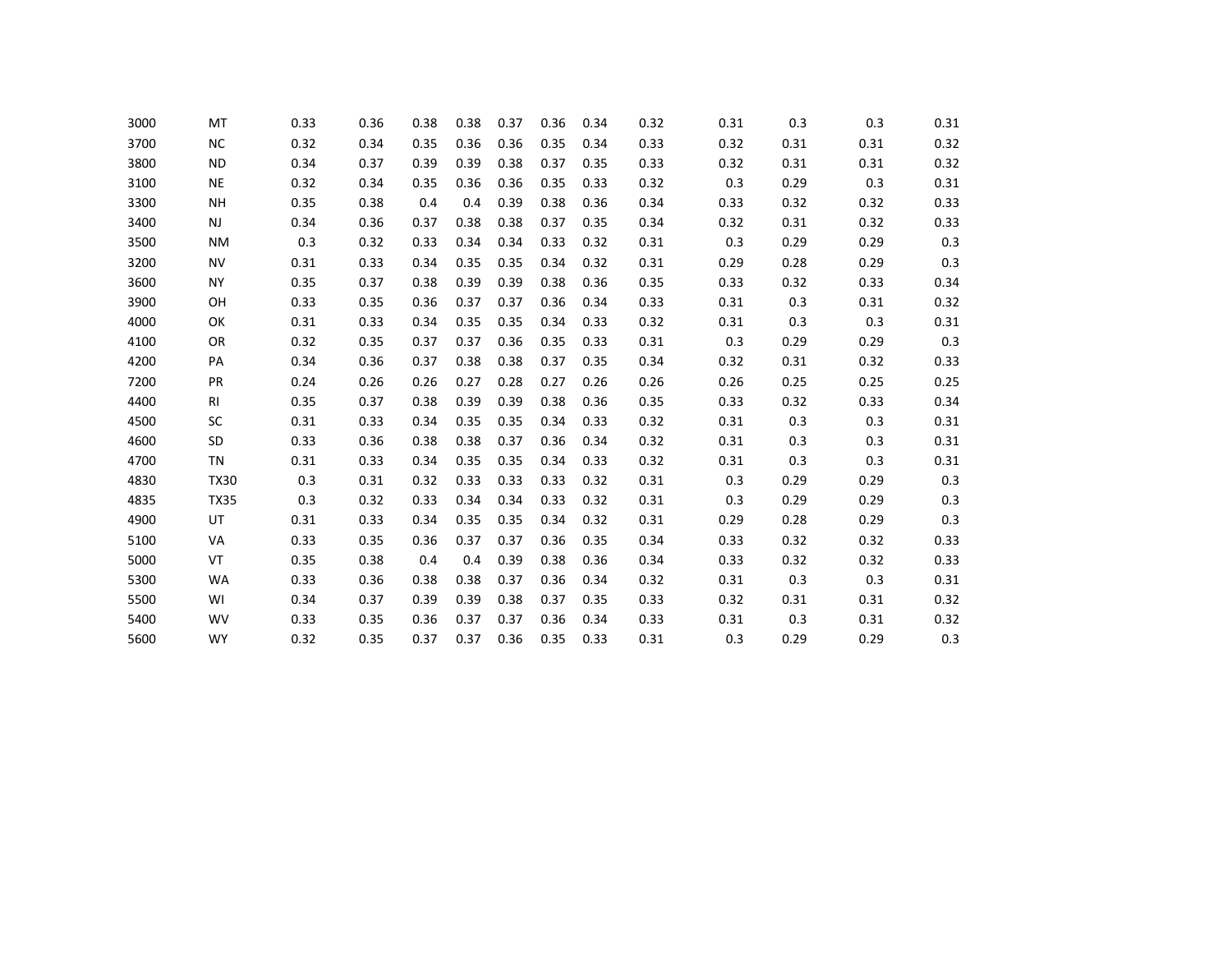| | | | | | | | | | | | | | |
|---|---|---|---|---|---|---|---|---|---|---|---|---|---|
| 3000 | MT | 0.33 | 0.36 | 0.38 | 0.38 | 0.37 | 0.36 | 0.34 | 0.32 | 0.31 | 0.3 | 0.3 | 0.31 |
| 3700 | NC | 0.32 | 0.34 | 0.35 | 0.36 | 0.36 | 0.35 | 0.34 | 0.33 | 0.32 | 0.31 | 0.31 | 0.32 |
| 3800 | ND | 0.34 | 0.37 | 0.39 | 0.39 | 0.38 | 0.37 | 0.35 | 0.33 | 0.32 | 0.31 | 0.31 | 0.32 |
| 3100 | NE | 0.32 | 0.34 | 0.35 | 0.36 | 0.36 | 0.35 | 0.33 | 0.32 | 0.3 | 0.29 | 0.3 | 0.31 |
| 3300 | NH | 0.35 | 0.38 | 0.4 | 0.4 | 0.39 | 0.38 | 0.36 | 0.34 | 0.33 | 0.32 | 0.32 | 0.33 |
| 3400 | NJ | 0.34 | 0.36 | 0.37 | 0.38 | 0.38 | 0.37 | 0.35 | 0.34 | 0.32 | 0.31 | 0.32 | 0.33 |
| 3500 | NM | 0.3 | 0.32 | 0.33 | 0.34 | 0.34 | 0.33 | 0.32 | 0.31 | 0.3 | 0.29 | 0.29 | 0.3 |
| 3200 | NV | 0.31 | 0.33 | 0.34 | 0.35 | 0.35 | 0.34 | 0.32 | 0.31 | 0.29 | 0.28 | 0.29 | 0.3 |
| 3600 | NY | 0.35 | 0.37 | 0.38 | 0.39 | 0.39 | 0.38 | 0.36 | 0.35 | 0.33 | 0.32 | 0.33 | 0.34 |
| 3900 | OH | 0.33 | 0.35 | 0.36 | 0.37 | 0.37 | 0.36 | 0.34 | 0.33 | 0.31 | 0.3 | 0.31 | 0.32 |
| 4000 | OK | 0.31 | 0.33 | 0.34 | 0.35 | 0.35 | 0.34 | 0.33 | 0.32 | 0.31 | 0.3 | 0.3 | 0.31 |
| 4100 | OR | 0.32 | 0.35 | 0.37 | 0.37 | 0.36 | 0.35 | 0.33 | 0.31 | 0.3 | 0.29 | 0.29 | 0.3 |
| 4200 | PA | 0.34 | 0.36 | 0.37 | 0.38 | 0.38 | 0.37 | 0.35 | 0.34 | 0.32 | 0.31 | 0.32 | 0.33 |
| 7200 | PR | 0.24 | 0.26 | 0.26 | 0.27 | 0.28 | 0.27 | 0.26 | 0.26 | 0.26 | 0.25 | 0.25 | 0.25 |
| 4400 | RI | 0.35 | 0.37 | 0.38 | 0.39 | 0.39 | 0.38 | 0.36 | 0.35 | 0.33 | 0.32 | 0.33 | 0.34 |
| 4500 | SC | 0.31 | 0.33 | 0.34 | 0.35 | 0.35 | 0.34 | 0.33 | 0.32 | 0.31 | 0.3 | 0.3 | 0.31 |
| 4600 | SD | 0.33 | 0.36 | 0.38 | 0.38 | 0.37 | 0.36 | 0.34 | 0.32 | 0.31 | 0.3 | 0.3 | 0.31 |
| 4700 | TN | 0.31 | 0.33 | 0.34 | 0.35 | 0.35 | 0.34 | 0.33 | 0.32 | 0.31 | 0.3 | 0.3 | 0.31 |
| 4830 | TX30 | 0.3 | 0.31 | 0.32 | 0.33 | 0.33 | 0.33 | 0.32 | 0.31 | 0.3 | 0.29 | 0.29 | 0.3 |
| 4835 | TX35 | 0.3 | 0.32 | 0.33 | 0.34 | 0.34 | 0.33 | 0.32 | 0.31 | 0.3 | 0.29 | 0.29 | 0.3 |
| 4900 | UT | 0.31 | 0.33 | 0.34 | 0.35 | 0.35 | 0.34 | 0.32 | 0.31 | 0.29 | 0.28 | 0.29 | 0.3 |
| 5100 | VA | 0.33 | 0.35 | 0.36 | 0.37 | 0.37 | 0.36 | 0.35 | 0.34 | 0.33 | 0.32 | 0.32 | 0.33 |
| 5000 | VT | 0.35 | 0.38 | 0.4 | 0.4 | 0.39 | 0.38 | 0.36 | 0.34 | 0.33 | 0.32 | 0.32 | 0.33 |
| 5300 | WA | 0.33 | 0.36 | 0.38 | 0.38 | 0.37 | 0.36 | 0.34 | 0.32 | 0.31 | 0.3 | 0.3 | 0.31 |
| 5500 | WI | 0.34 | 0.37 | 0.39 | 0.39 | 0.38 | 0.37 | 0.35 | 0.33 | 0.32 | 0.31 | 0.31 | 0.32 |
| 5400 | WV | 0.33 | 0.35 | 0.36 | 0.37 | 0.37 | 0.36 | 0.34 | 0.33 | 0.31 | 0.3 | 0.31 | 0.32 |
| 5600 | WY | 0.32 | 0.35 | 0.37 | 0.37 | 0.36 | 0.35 | 0.33 | 0.31 | 0.3 | 0.29 | 0.29 | 0.3 |